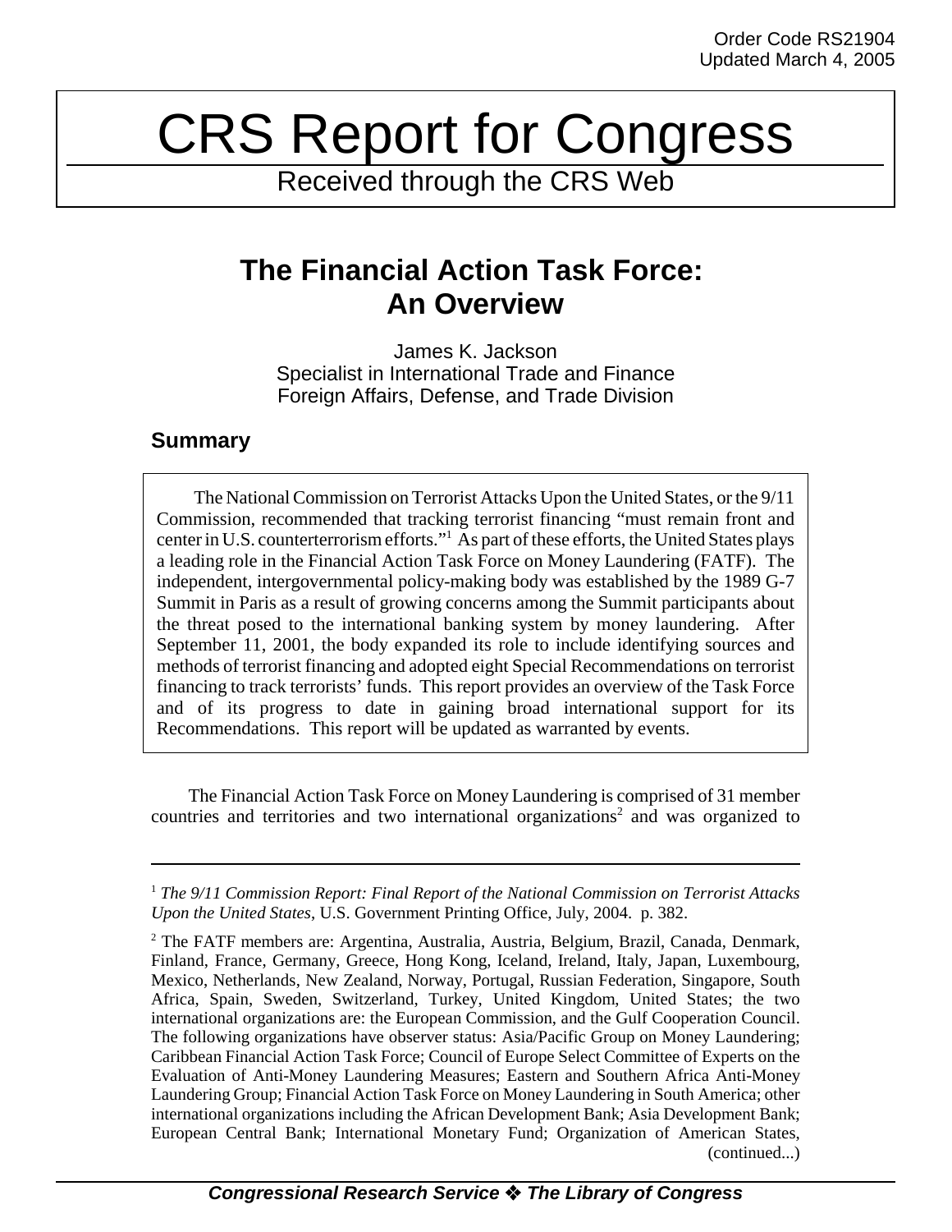Order Code RS21904
Updated March 4, 2005

# CRS Report for Congress

Received through the CRS Web

## The Financial Action Task Force: An Overview

James K. Jackson
Specialist in International Trade and Finance
Foreign Affairs, Defense, and Trade Division

### Summary

The National Commission on Terrorist Attacks Upon the United States, or the 9/11 Commission, recommended that tracking terrorist financing "must remain front and center in U.S. counterterrorism efforts."[1] As part of these efforts, the United States plays a leading role in the Financial Action Task Force on Money Laundering (FATF). The independent, intergovernmental policy-making body was established by the 1989 G-7 Summit in Paris as a result of growing concerns among the Summit participants about the threat posed to the international banking system by money laundering. After September 11, 2001, the body expanded its role to include identifying sources and methods of terrorist financing and adopted eight Special Recommendations on terrorist financing to track terrorists' funds. This report provides an overview of the Task Force and of its progress to date in gaining broad international support for its Recommendations. This report will be updated as warranted by events.

The Financial Action Task Force on Money Laundering is comprised of 31 member countries and territories and two international organizations[2] and was organized to

---

[1] *The 9/11 Commission Report: Final Report of the National Commission on Terrorist Attacks Upon the United States*, U.S. Government Printing Office, July, 2004. p. 382.

[2] The FATF members are: Argentina, Australia, Austria, Belgium, Brazil, Canada, Denmark, Finland, France, Germany, Greece, Hong Kong, Iceland, Ireland, Italy, Japan, Luxembourg, Mexico, Netherlands, New Zealand, Norway, Portugal, Russian Federation, Singapore, South Africa, Spain, Sweden, Switzerland, Turkey, United Kingdom, United States; the two international organizations are: the European Commission, and the Gulf Cooperation Council. The following organizations have observer status: Asia/Pacific Group on Money Laundering; Caribbean Financial Action Task Force; Council of Europe Select Committee of Experts on the Evaluation of Anti-Money Laundering Measures; Eastern and Southern Africa Anti-Money Laundering Group; Financial Action Task Force on Money Laundering in South America; other international organizations including the African Development Bank; Asia Development Bank; European Central Bank; International Monetary Fund; Organization of American States, (continued...)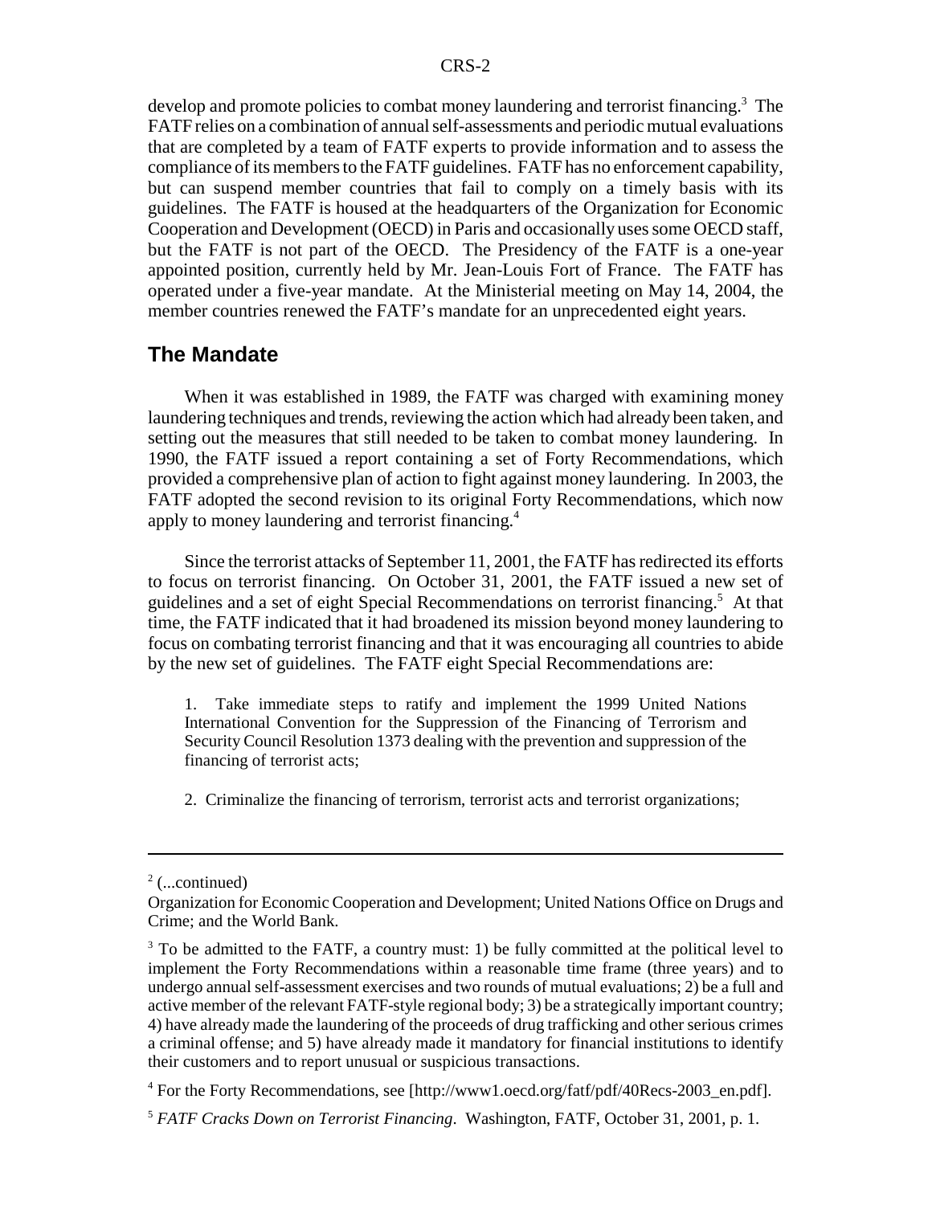develop and promote policies to combat money laundering and terrorist financing.[3] The FATF relies on a combination of annual self-assessments and periodic mutual evaluations that are completed by a team of FATF experts to provide information and to assess the compliance of its members to the FATF guidelines. FATF has no enforcement capability, but can suspend member countries that fail to comply on a timely basis with its guidelines. The FATF is housed at the headquarters of the Organization for Economic Cooperation and Development (OECD) in Paris and occasionally uses some OECD staff, but the FATF is not part of the OECD. The Presidency of the FATF is a one-year appointed position, currently held by Mr. Jean-Louis Fort of France. The FATF has operated under a five-year mandate. At the Ministerial meeting on May 14, 2004, the member countries renewed the FATF's mandate for an unprecedented eight years.

## The Mandate

When it was established in 1989, the FATF was charged with examining money laundering techniques and trends, reviewing the action which had already been taken, and setting out the measures that still needed to be taken to combat money laundering. In 1990, the FATF issued a report containing a set of Forty Recommendations, which provided a comprehensive plan of action to fight against money laundering. In 2003, the FATF adopted the second revision to its original Forty Recommendations, which now apply to money laundering and terrorist financing.[4]

Since the terrorist attacks of September 11, 2001, the FATF has redirected its efforts to focus on terrorist financing. On October 31, 2001, the FATF issued a new set of guidelines and a set of eight Special Recommendations on terrorist financing.[5] At that time, the FATF indicated that it had broadened its mission beyond money laundering to focus on combating terrorist financing and that it was encouraging all countries to abide by the new set of guidelines. The FATF eight Special Recommendations are:

1. Take immediate steps to ratify and implement the 1999 United Nations International Convention for the Suppression of the Financing of Terrorism and Security Council Resolution 1373 dealing with the prevention and suppression of the financing of terrorist acts;

2. Criminalize the financing of terrorism, terrorist acts and terrorist organizations;

---

[2] (...continued)
Organization for Economic Cooperation and Development; United Nations Office on Drugs and Crime; and the World Bank.

[3] To be admitted to the FATF, a country must: 1) be fully committed at the political level to implement the Forty Recommendations within a reasonable time frame (three years) and to undergo annual self-assessment exercises and two rounds of mutual evaluations; 2) be a full and active member of the relevant FATF-style regional body; 3) be a strategically important country; 4) have already made the laundering of the proceeds of drug trafficking and other serious crimes a criminal offense; and 5) have already made it mandatory for financial institutions to identify their customers and to report unusual or suspicious transactions.

[4] For the Forty Recommendations, see [http://www1.oecd.org/fatf/pdf/40Recs-2003_en.pdf].

[5] *FATF Cracks Down on Terrorist Financing*. Washington, FATF, October 31, 2001, p. 1.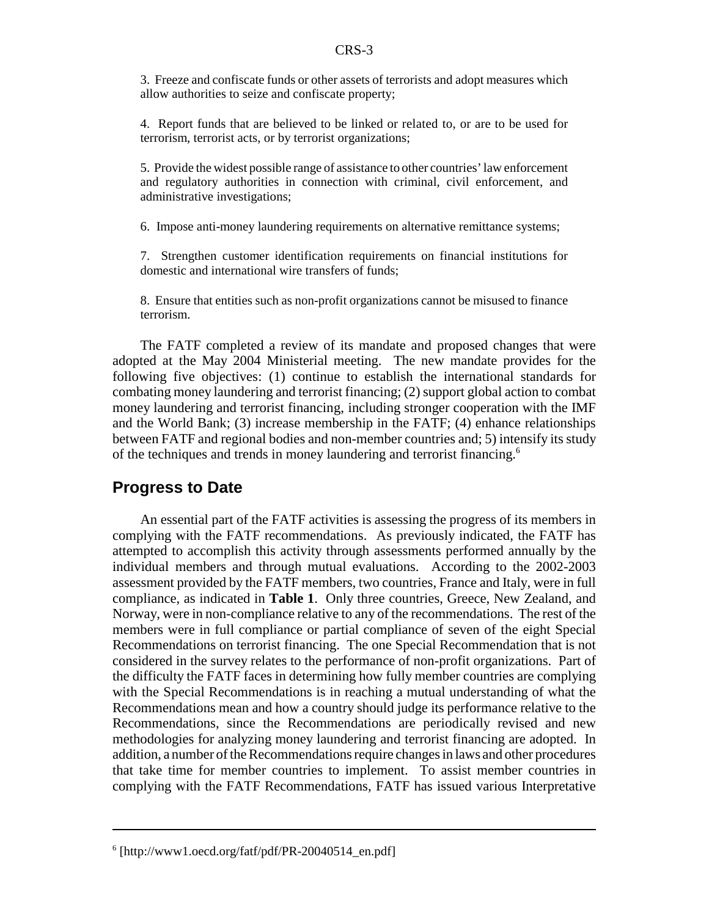3. Freeze and confiscate funds or other assets of terrorists and adopt measures which allow authorities to seize and confiscate property;

4. Report funds that are believed to be linked or related to, or are to be used for terrorism, terrorist acts, or by terrorist organizations;

5. Provide the widest possible range of assistance to other countries' law enforcement and regulatory authorities in connection with criminal, civil enforcement, and administrative investigations;

6. Impose anti-money laundering requirements on alternative remittance systems;

7. Strengthen customer identification requirements on financial institutions for domestic and international wire transfers of funds;

8. Ensure that entities such as non-profit organizations cannot be misused to finance terrorism.

The FATF completed a review of its mandate and proposed changes that were adopted at the May 2004 Ministerial meeting. The new mandate provides for the following five objectives: (1) continue to establish the international standards for combating money laundering and terrorist financing; (2) support global action to combat money laundering and terrorist financing, including stronger cooperation with the IMF and the World Bank; (3) increase membership in the FATF; (4) enhance relationships between FATF and regional bodies and non-member countries and; 5) intensify its study of the techniques and trends in money laundering and terrorist financing.[6]

## Progress to Date

An essential part of the FATF activities is assessing the progress of its members in complying with the FATF recommendations. As previously indicated, the FATF has attempted to accomplish this activity through assessments performed annually by the individual members and through mutual evaluations. According to the 2002-2003 assessment provided by the FATF members, two countries, France and Italy, were in full compliance, as indicated in **Table 1**. Only three countries, Greece, New Zealand, and Norway, were in non-compliance relative to any of the recommendations. The rest of the members were in full compliance or partial compliance of seven of the eight Special Recommendations on terrorist financing. The one Special Recommendation that is not considered in the survey relates to the performance of non-profit organizations. Part of the difficulty the FATF faces in determining how fully member countries are complying with the Special Recommendations is in reaching a mutual understanding of what the Recommendations mean and how a country should judge its performance relative to the Recommendations, since the Recommendations are periodically revised and new methodologies for analyzing money laundering and terrorist financing are adopted. In addition, a number of the Recommendations require changes in laws and other procedures that take time for member countries to implement. To assist member countries in complying with the FATF Recommendations, FATF has issued various Interpretative

---

[6] [http://www1.oecd.org/fatf/pdf/PR-20040514_en.pdf]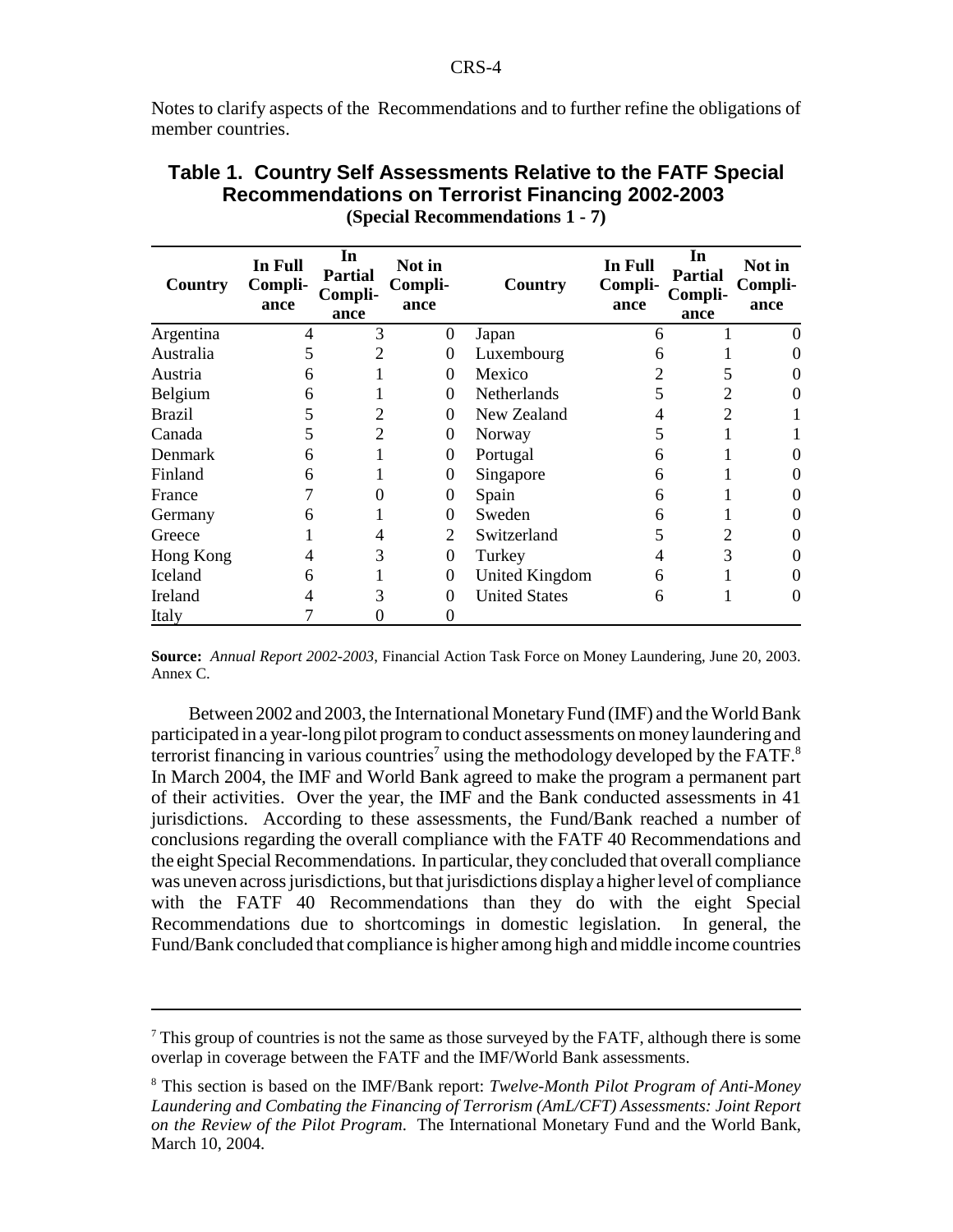Notes to clarify aspects of the Recommendations and to further refine the obligations of member countries.

**Table 1. Country Self Assessments Relative to the FATF Special Recommendations on Terrorist Financing 2002-2003**
**(Special Recommendations 1 - 7)**

| Country | In Full Compliance | In Partial Compliance | Not in Compliance | Country | In Full Compliance | In Partial Compliance | Not in Compliance |
|---|---|---|---|---|---|---|---|
| Argentina | 4 | 3 | 0 | Japan | 6 | 1 | 0 |
| Australia | 5 | 2 | 0 | Luxembourg | 6 | 1 | 0 |
| Austria | 6 | 1 | 0 | Mexico | 2 | 5 | 0 |
| Belgium | 6 | 1 | 0 | Netherlands | 5 | 2 | 0 |
| Brazil | 5 | 2 | 0 | New Zealand | 4 | 2 | 1 |
| Canada | 5 | 2 | 0 | Norway | 5 | 1 | 1 |
| Denmark | 6 | 1 | 0 | Portugal | 6 | 1 | 0 |
| Finland | 6 | 1 | 0 | Singapore | 6 | 1 | 0 |
| France | 7 | 0 | 0 | Spain | 6 | 1 | 0 |
| Germany | 6 | 1 | 0 | Sweden | 6 | 1 | 0 |
| Greece | 1 | 4 | 2 | Switzerland | 5 | 2 | 0 |
| Hong Kong | 4 | 3 | 0 | Turkey | 4 | 3 | 0 |
| Iceland | 6 | 1 | 0 | United Kingdom | 6 | 1 | 0 |
| Ireland | 4 | 3 | 0 | United States | 6 | 1 | 0 |
| Italy | 7 | 0 | 0 | | | | |

**Source:** *Annual Report 2002-2003*, Financial Action Task Force on Money Laundering, June 20, 2003. Annex C.

Between 2002 and 2003, the International Monetary Fund (IMF) and the World Bank participated in a year-long pilot program to conduct assessments on money laundering and terrorist financing in various countries[7] using the methodology developed by the FATF.[8] In March 2004, the IMF and World Bank agreed to make the program a permanent part of their activities. Over the year, the IMF and the Bank conducted assessments in 41 jurisdictions. According to these assessments, the Fund/Bank reached a number of conclusions regarding the overall compliance with the FATF 40 Recommendations and the eight Special Recommendations. In particular, they concluded that overall compliance was uneven across jurisdictions, but that jurisdictions display a higher level of compliance with the FATF 40 Recommendations than they do with the eight Special Recommendations due to shortcomings in domestic legislation. In general, the Fund/Bank concluded that compliance is higher among high and middle income countries

---

[7] This group of countries is not the same as those surveyed by the FATF, although there is some overlap in coverage between the FATF and the IMF/World Bank assessments.

[8] This section is based on the IMF/Bank report: *Twelve-Month Pilot Program of Anti-Money Laundering and Combating the Financing of Terrorism (AmL/CFT) Assessments: Joint Report on the Review of the Pilot Program*. The International Monetary Fund and the World Bank, March 10, 2004.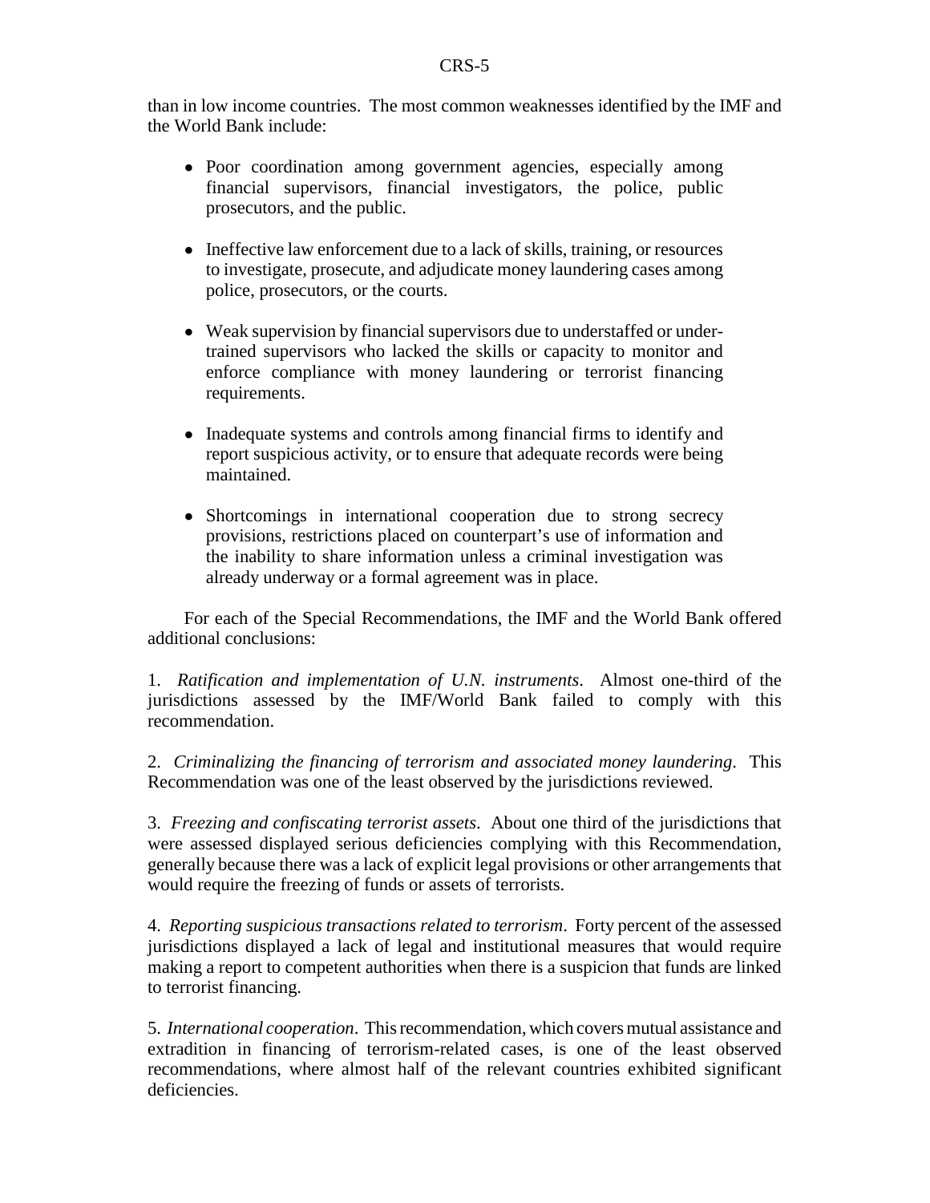than in low income countries. The most common weaknesses identified by the IMF and the World Bank include:

- Poor coordination among government agencies, especially among financial supervisors, financial investigators, the police, public prosecutors, and the public.
- Ineffective law enforcement due to a lack of skills, training, or resources to investigate, prosecute, and adjudicate money laundering cases among police, prosecutors, or the courts.
- Weak supervision by financial supervisors due to understaffed or under-trained supervisors who lacked the skills or capacity to monitor and enforce compliance with money laundering or terrorist financing requirements.
- Inadequate systems and controls among financial firms to identify and report suspicious activity, or to ensure that adequate records were being maintained.
- Shortcomings in international cooperation due to strong secrecy provisions, restrictions placed on counterpart's use of information and the inability to share information unless a criminal investigation was already underway or a formal agreement was in place.

For each of the Special Recommendations, the IMF and the World Bank offered additional conclusions:

1. *Ratification and implementation of U.N. instruments*. Almost one-third of the jurisdictions assessed by the IMF/World Bank failed to comply with this recommendation.

2. *Criminalizing the financing of terrorism and associated money laundering*. This Recommendation was one of the least observed by the jurisdictions reviewed.

3. *Freezing and confiscating terrorist assets*. About one third of the jurisdictions that were assessed displayed serious deficiencies complying with this Recommendation, generally because there was a lack of explicit legal provisions or other arrangements that would require the freezing of funds or assets of terrorists.

4. *Reporting suspicious transactions related to terrorism*. Forty percent of the assessed jurisdictions displayed a lack of legal and institutional measures that would require making a report to competent authorities when there is a suspicion that funds are linked to terrorist financing.

5. *International cooperation*. This recommendation, which covers mutual assistance and extradition in financing of terrorism-related cases, is one of the least observed recommendations, where almost half of the relevant countries exhibited significant deficiencies.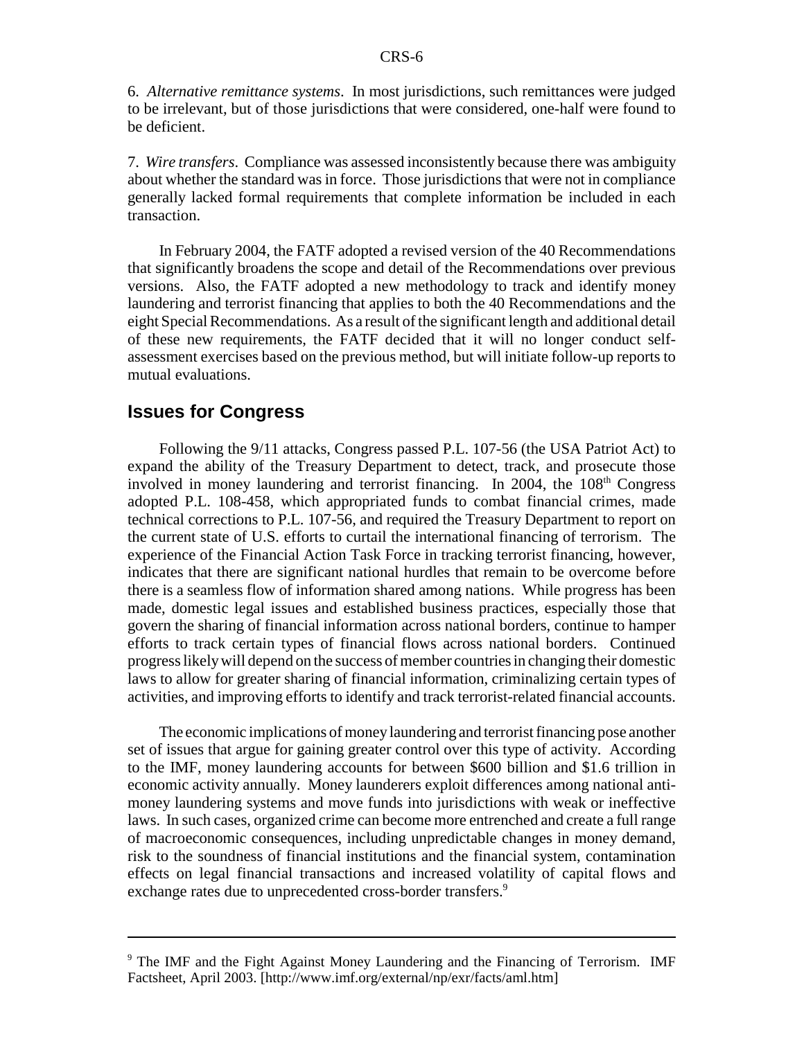6. *Alternative remittance systems*. In most jurisdictions, such remittances were judged to be irrelevant, but of those jurisdictions that were considered, one-half were found to be deficient.

7. *Wire transfers*. Compliance was assessed inconsistently because there was ambiguity about whether the standard was in force. Those jurisdictions that were not in compliance generally lacked formal requirements that complete information be included in each transaction.

In February 2004, the FATF adopted a revised version of the 40 Recommendations that significantly broadens the scope and detail of the Recommendations over previous versions. Also, the FATF adopted a new methodology to track and identify money laundering and terrorist financing that applies to both the 40 Recommendations and the eight Special Recommendations. As a result of the significant length and additional detail of these new requirements, the FATF decided that it will no longer conduct self-assessment exercises based on the previous method, but will initiate follow-up reports to mutual evaluations.

## Issues for Congress

Following the 9/11 attacks, Congress passed P.L. 107-56 (the USA Patriot Act) to expand the ability of the Treasury Department to detect, track, and prosecute those involved in money laundering and terrorist financing. In 2004, the 108th Congress adopted P.L. 108-458, which appropriated funds to combat financial crimes, made technical corrections to P.L. 107-56, and required the Treasury Department to report on the current state of U.S. efforts to curtail the international financing of terrorism. The experience of the Financial Action Task Force in tracking terrorist financing, however, indicates that there are significant national hurdles that remain to be overcome before there is a seamless flow of information shared among nations. While progress has been made, domestic legal issues and established business practices, especially those that govern the sharing of financial information across national borders, continue to hamper efforts to track certain types of financial flows across national borders. Continued progress likely will depend on the success of member countries in changing their domestic laws to allow for greater sharing of financial information, criminalizing certain types of activities, and improving efforts to identify and track terrorist-related financial accounts.

The economic implications of money laundering and terrorist financing pose another set of issues that argue for gaining greater control over this type of activity. According to the IMF, money laundering accounts for between $600 billion and $1.6 trillion in economic activity annually. Money launderers exploit differences among national anti-money laundering systems and move funds into jurisdictions with weak or ineffective laws. In such cases, organized crime can become more entrenched and create a full range of macroeconomic consequences, including unpredictable changes in money demand, risk to the soundness of financial institutions and the financial system, contamination effects on legal financial transactions and increased volatility of capital flows and exchange rates due to unprecedented cross-border transfers.[9]

---

[9] The IMF and the Fight Against Money Laundering and the Financing of Terrorism. IMF Factsheet, April 2003. [http://www.imf.org/external/np/exr/facts/aml.htm]